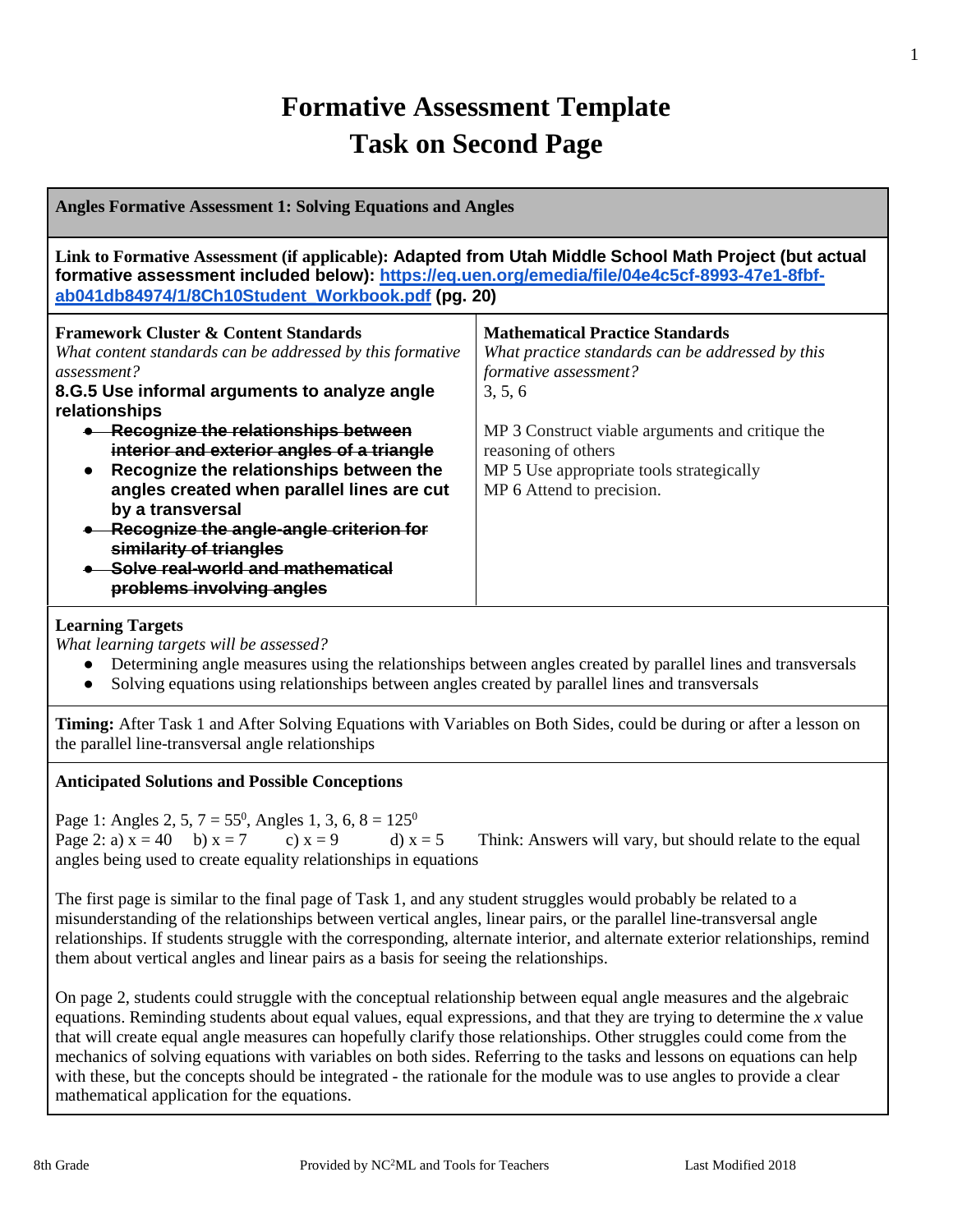# Formative Assessment Template
# Task on Second Page

**Angles Formative Assessment 1: Solving Equations and Angles**

**Link to Formative Assessment (if applicable): Adapted from Utah Middle School Math Project (but actual formative assessment included below): [https://eq.uen.org/emedia/file/04e4c5cf-8993-47e1-8fbf-ab041db84974/1/8Ch10Student_Workbook.pdf](https://eq.uen.org/emedia/file/04e4c5cf-8993-47e1-8fbf-ab041db84974/1/8Ch10Student_Workbook.pdf) (pg. 20)**

| Framework Cluster & Content Standards | Mathematical Practice Standards |
|---|---|
| *What content standards can be addressed by this formative assessment?*<br>**8.G.5 Use informal arguments to analyze angle relationships**<br>• ~~**Recognize the relationships between interior and exterior angles of a triangle**~~<br>• **Recognize the relationships between the angles created when parallel lines are cut by a transversal**<br>• ~~**Recognize the angle-angle criterion for similarity of triangles**~~<br>• ~~**Solve real-world and mathematical problems involving angles**~~ | *What practice standards can be addressed by this formative assessment?*<br>3, 5, 6<br><br>MP 3 Construct viable arguments and critique the reasoning of others<br>MP 5 Use appropriate tools strategically<br>MP 6 Attend to precision. |

**Learning Targets**

*What learning targets will be assessed?*

- Determining angle measures using the relationships between angles created by parallel lines and transversals
- Solving equations using relationships between angles created by parallel lines and transversals

**Timing:** After Task 1 and After Solving Equations with Variables on Both Sides, could be during or after a lesson on the parallel line-transversal angle relationships

**Anticipated Solutions and Possible Conceptions**

Page 1: Angles 2, 5, 7 = $55^0$, Angles 1, 3, 6, 8 = $125^0$

Page 2: a) $x = 40$ b) $x = 7$ c) $x = 9$ d) $x = 5$ Think: Answers will vary, but should relate to the equal angles being used to create equality relationships in equations

The first page is similar to the final page of Task 1, and any student struggles would probably be related to a misunderstanding of the relationships between vertical angles, linear pairs, or the parallel line-transversal angle relationships. If students struggle with the corresponding, alternate interior, and alternate exterior relationships, remind them about vertical angles and linear pairs as a basis for seeing the relationships.

On page 2, students could struggle with the conceptual relationship between equal angle measures and the algebraic equations. Reminding students about equal values, equal expressions, and that they are trying to determine the *x* value that will create equal angle measures can hopefully clarify those relationships. Other struggles could come from the mechanics of solving equations with variables on both sides. Referring to the tasks and lessons on equations can help with these, but the concepts should be integrated - the rationale for the module was to use angles to provide a clear mathematical application for the equations.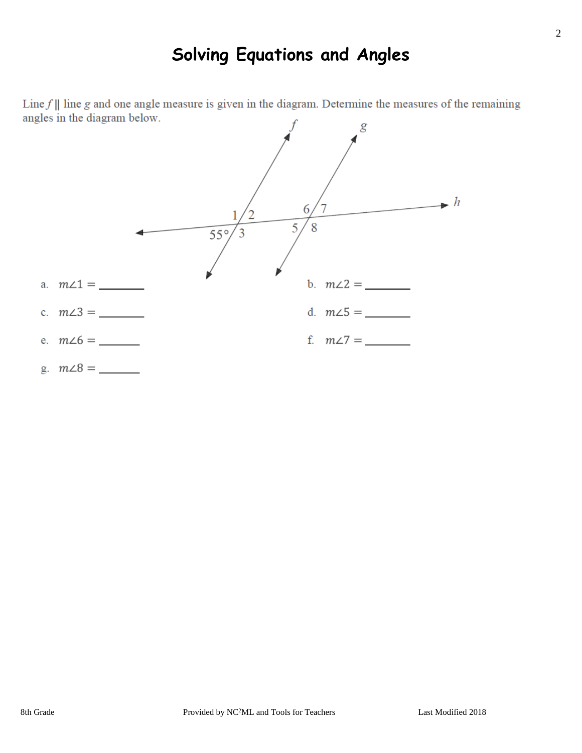# Solving Equations and Angles

Line $f \parallel$ line $g$ and one angle measure is given in the diagram. Determine the measures of the remaining angles in the diagram below.

a. $m\angle 1 =$ ________

b. $m\angle 2 =$ ________

c. $m\angle 3 =$ ________

d. $m\angle 5 =$ ________

e. $m\angle 6 =$ _______

f. $m\angle 7 =$ ________

g. $m\angle 8 =$ _______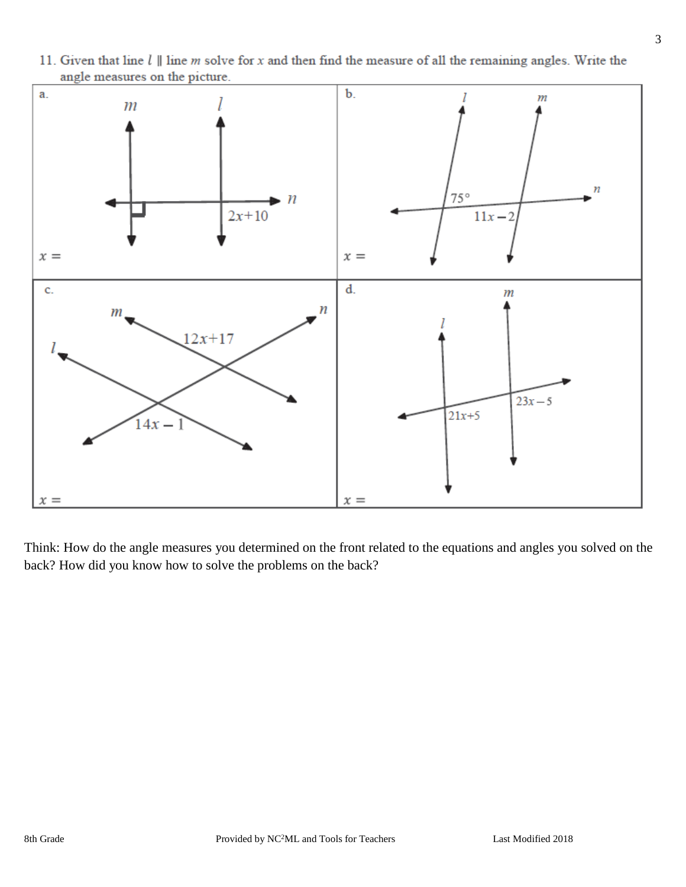11. Given that line $l \parallel$ line $m$ solve for $x$ and then find the measure of all the remaining angles. Write the angle measures on the picture.

| a. $m$, $l$, $n$; right angle; $2x+10$ | b. $l$, $m$, $n$; $75°$; $11x-2$ |
| --- | --- |
| $x =$ | $x =$ |
| **c.** $m$, $n$, $l$; $12x+17$; $14x-1$ | **d.** $m$, $l$; $23x-5$; $21x+5$ |
| $x =$ | $x =$ |

Think: How do the angle measures you determined on the front related to the equations and angles you solved on the back? How did you know how to solve the problems on the back?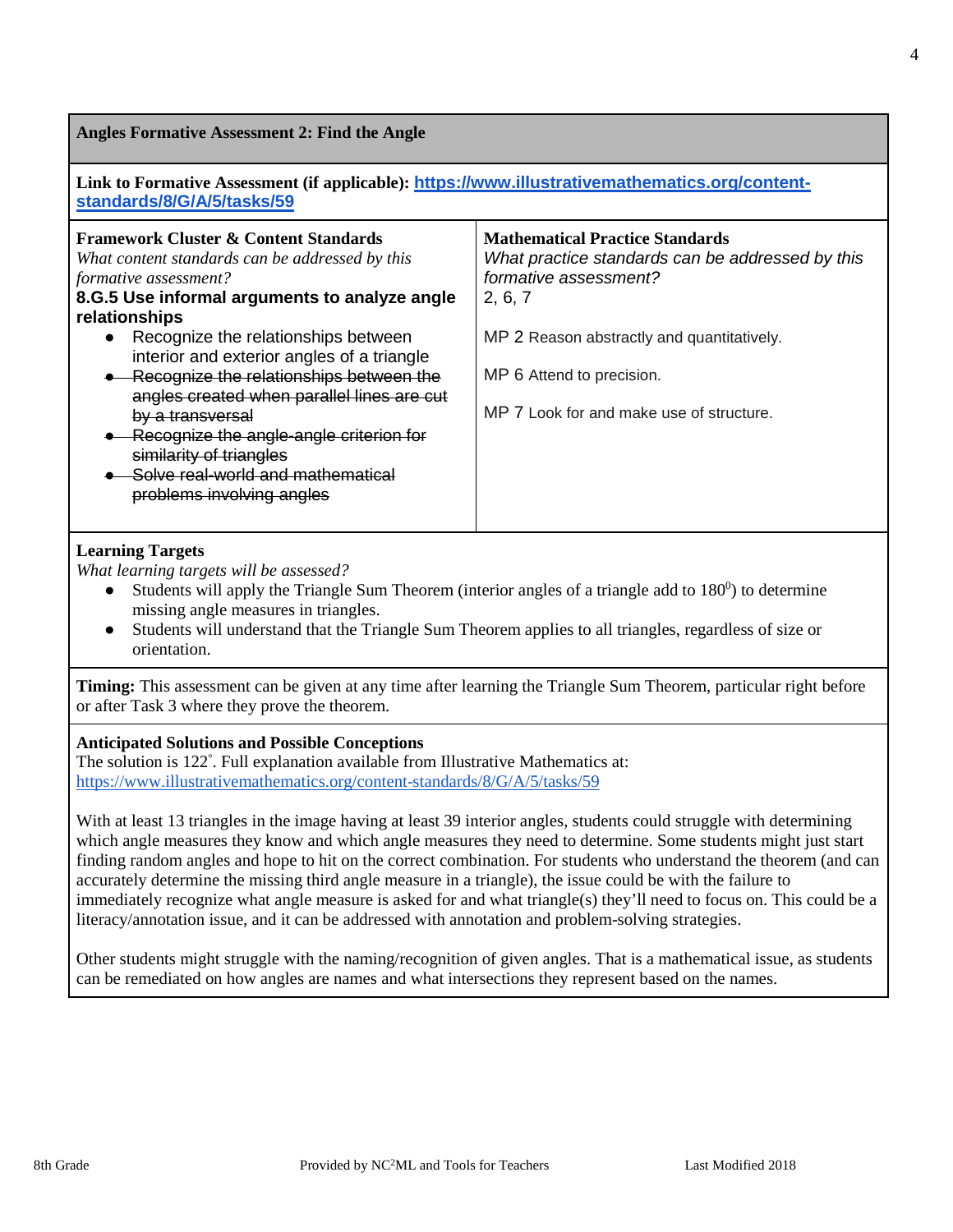## Angles Formative Assessment 2: Find the Angle

**Link to Formative Assessment (if applicable):** **https://www.illustrativemathematics.org/content-standards/8/G/A/5/tasks/59**

| **Framework Cluster & Content Standards** | **Mathematical Practice Standards** |
|---|---|
| *What content standards can be addressed by this formative assessment?*<br>**8.G.5 Use informal arguments to analyze angle relationships**<br>• Recognize the relationships between interior and exterior angles of a triangle<br>• ~~Recognize the relationships between the angles created when parallel lines are cut by a transversal~~<br>• ~~Recognize the angle-angle criterion for similarity of triangles~~<br>• ~~Solve real-world and mathematical problems involving angles~~ | *What practice standards can be addressed by this formative assessment?*<br>2, 6, 7<br><br>MP 2 Reason abstractly and quantitatively.<br><br>MP 6 Attend to precision.<br><br>MP 7 Look for and make use of structure. |

**Learning Targets**

*What learning targets will be assessed?*

- Students will apply the Triangle Sum Theorem (interior angles of a triangle add to $180^0$) to determine missing angle measures in triangles.
- Students will understand that the Triangle Sum Theorem applies to all triangles, regardless of size or orientation.

**Timing:** This assessment can be given at any time after learning the Triangle Sum Theorem, particular right before or after Task 3 where they prove the theorem.

**Anticipated Solutions and Possible Conceptions**

The solution is 122˚. Full explanation available from Illustrative Mathematics at: https://www.illustrativemathematics.org/content-standards/8/G/A/5/tasks/59

With at least 13 triangles in the image having at least 39 interior angles, students could struggle with determining which angle measures they know and which angle measures they need to determine. Some students might just start finding random angles and hope to hit on the correct combination. For students who understand the theorem (and can accurately determine the missing third angle measure in a triangle), the issue could be with the failure to immediately recognize what angle measure is asked for and what triangle(s) they'll need to focus on. This could be a literacy/annotation issue, and it can be addressed with annotation and problem-solving strategies.

Other students might struggle with the naming/recognition of given angles. That is a mathematical issue, as students can be remediated on how angles are names and what intersections they represent based on the names.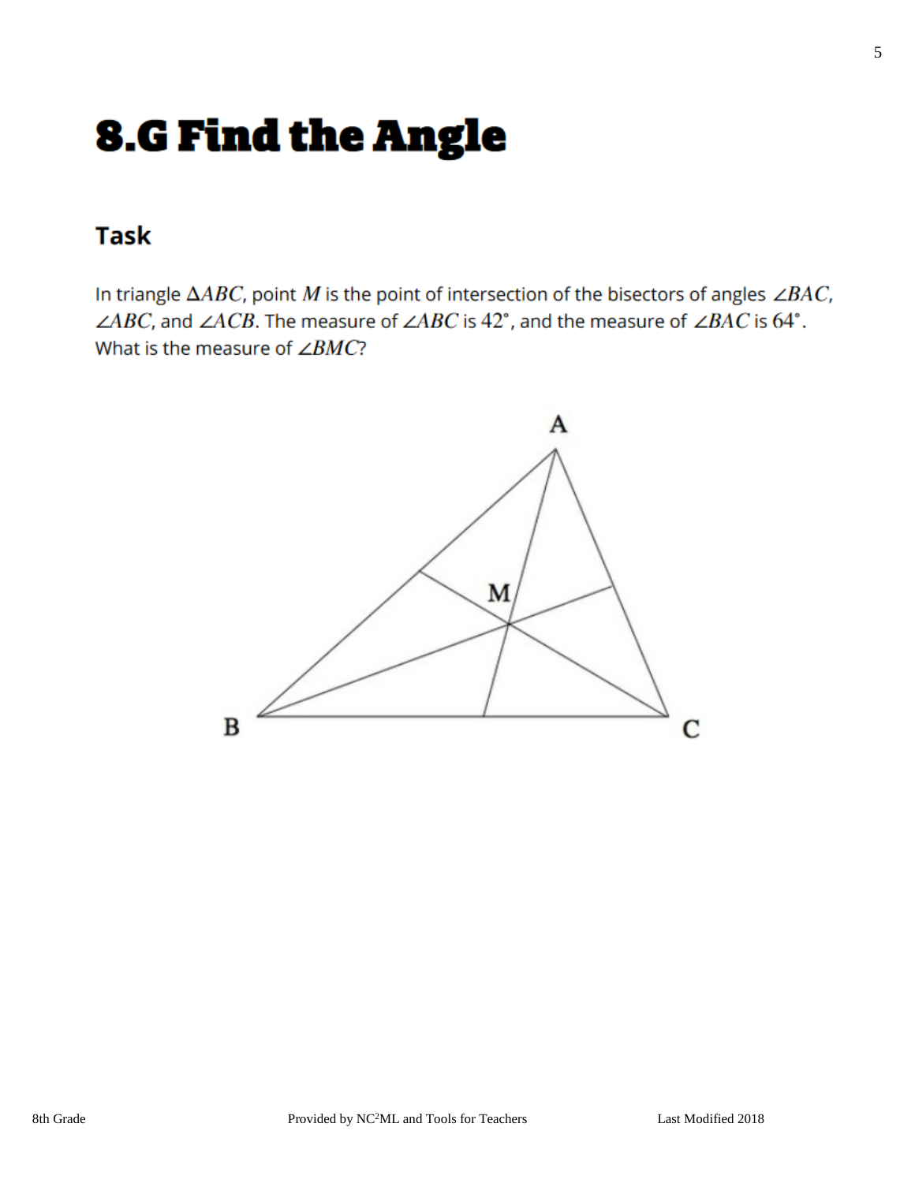# 8.G Find the Angle

## Task

In triangle $\Delta ABC$, point $M$ is the point of intersection of the bisectors of angles $\angle BAC$, $\angle ABC$, and $\angle ACB$. The measure of $\angle ABC$ is $42^\circ$, and the measure of $\angle BAC$ is $64^\circ$. What is the measure of $\angle BMC$?

A

M

B

C